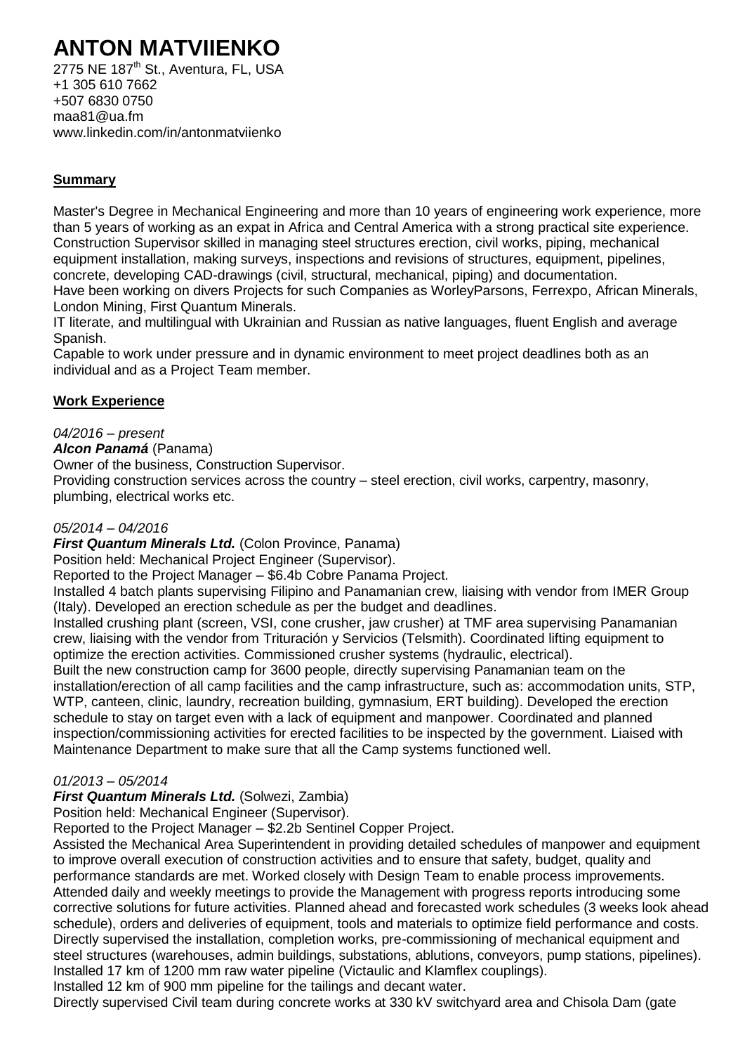# ANTON MATVIIENKO

2775 NE 187th St., Aventura, FL, USA
+1 305 610 7662
+507 6830 0750
maa81@ua.fm
www.linkedin.com/in/antonmatviienko

## Summary

Master's Degree in Mechanical Engineering and more than 10 years of engineering work experience, more than 5 years of working as an expat in Africa and Central America with a strong practical site experience. Construction Supervisor skilled in managing steel structures erection, civil works, piping, mechanical equipment installation, making surveys, inspections and revisions of structures, equipment, pipelines, concrete, developing CAD-drawings (civil, structural, mechanical, piping) and documentation.
Have been working on divers Projects for such Companies as WorleyParsons, Ferrexpo, African Minerals, London Mining, First Quantum Minerals.
IT literate, and multilingual with Ukrainian and Russian as native languages, fluent English and average Spanish.
Capable to work under pressure and in dynamic environment to meet project deadlines both as an individual and as a Project Team member.

## Work Experience

*04/2016 – present*
***Alcon Panamá*** (Panama)
Owner of the business, Construction Supervisor.
Providing construction services across the country – steel erection, civil works, carpentry, masonry, plumbing, electrical works etc.

*05/2014 – 04/2016*
***First Quantum Minerals Ltd.*** (Colon Province, Panama)
Position held: Mechanical Project Engineer (Supervisor).
Reported to the Project Manager – $6.4b Cobre Panama Project.
Installed 4 batch plants supervising Filipino and Panamanian crew, liaising with vendor from IMER Group (Italy). Developed an erection schedule as per the budget and deadlines.
Installed crushing plant (screen, VSI, cone crusher, jaw crusher) at TMF area supervising Panamanian crew, liaising with the vendor from Trituración y Servicios (Telsmith). Coordinated lifting equipment to optimize the erection activities. Commissioned crusher systems (hydraulic, electrical).
Built the new construction camp for 3600 people, directly supervising Panamanian team on the installation/erection of all camp facilities and the camp infrastructure, such as: accommodation units, STP, WTP, canteen, clinic, laundry, recreation building, gymnasium, ERT building). Developed the erection schedule to stay on target even with a lack of equipment and manpower. Coordinated and planned inspection/commissioning activities for erected facilities to be inspected by the government. Liaised with Maintenance Department to make sure that all the Camp systems functioned well.

*01/2013 – 05/2014*
***First Quantum Minerals Ltd.*** (Solwezi, Zambia)
Position held: Mechanical Engineer (Supervisor).
Reported to the Project Manager – $2.2b Sentinel Copper Project.
Assisted the Mechanical Area Superintendent in providing detailed schedules of manpower and equipment to improve overall execution of construction activities and to ensure that safety, budget, quality and performance standards are met. Worked closely with Design Team to enable process improvements.
Attended daily and weekly meetings to provide the Management with progress reports introducing some corrective solutions for future activities. Planned ahead and forecasted work schedules (3 weeks look ahead schedule), orders and deliveries of equipment, tools and materials to optimize field performance and costs.
Directly supervised the installation, completion works, pre-commissioning of mechanical equipment and steel structures (warehouses, admin buildings, substations, ablutions, conveyors, pump stations, pipelines).
Installed 17 km of 1200 mm raw water pipeline (Victaulic and Klamflex couplings).
Installed 12 km of 900 mm pipeline for the tailings and decant water.
Directly supervised Civil team during concrete works at 330 kV switchyard area and Chisola Dam (gate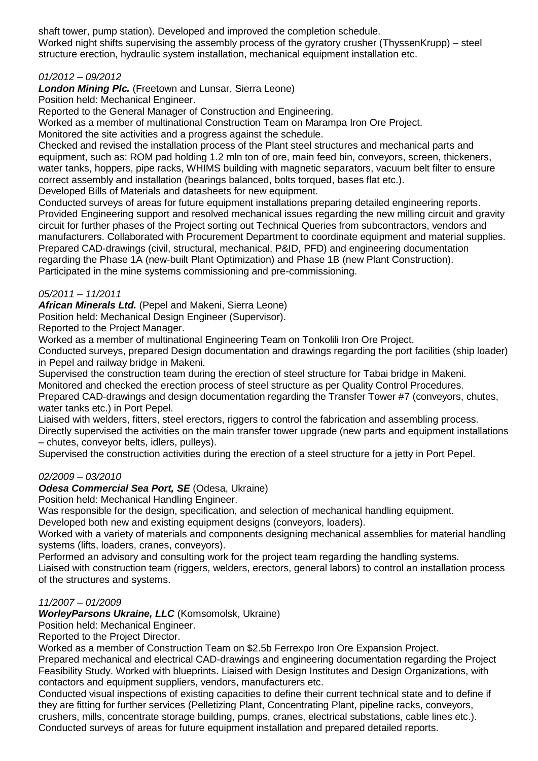shaft tower, pump station). Developed and improved the completion schedule.
Worked night shifts supervising the assembly process of the gyratory crusher (ThyssenKrupp) – steel structure erection, hydraulic system installation, mechanical equipment installation etc.

*01/2012 – 09/2012*

***London Mining Plc.*** (Freetown and Lunsar, Sierra Leone)

Position held: Mechanical Engineer.
Reported to the General Manager of Construction and Engineering.
Worked as a member of multinational Construction Team on Marampa Iron Ore Project.
Monitored the site activities and a progress against the schedule.
Checked and revised the installation process of the Plant steel structures and mechanical parts and equipment, such as: ROM pad holding 1.2 mln ton of ore, main feed bin, conveyors, screen, thickeners, water tanks, hoppers, pipe racks, WHIMS building with magnetic separators, vacuum belt filter to ensure correct assembly and installation (bearings balanced, bolts torqued, bases flat etc.).
Developed Bills of Materials and datasheets for new equipment.
Conducted surveys of areas for future equipment installations preparing detailed engineering reports.
Provided Engineering support and resolved mechanical issues regarding the new milling circuit and gravity circuit for further phases of the Project sorting out Technical Queries from subcontractors, vendors and manufacturers. Collaborated with Procurement Department to coordinate equipment and material supplies.
Prepared CAD-drawings (civil, structural, mechanical, P&ID, PFD) and engineering documentation regarding the Phase 1A (new-built Plant Optimization) and Phase 1B (new Plant Construction).
Participated in the mine systems commissioning and pre-commissioning.

*05/2011 – 11/2011*

***African Minerals Ltd.*** (Pepel and Makeni, Sierra Leone)

Position held: Mechanical Design Engineer (Supervisor).
Reported to the Project Manager.
Worked as a member of multinational Engineering Team on Tonkolili Iron Ore Project.
Conducted surveys, prepared Design documentation and drawings regarding the port facilities (ship loader) in Pepel and railway bridge in Makeni.
Supervised the construction team during the erection of steel structure for Tabai bridge in Makeni.
Monitored and checked the erection process of steel structure as per Quality Control Procedures.
Prepared CAD-drawings and design documentation regarding the Transfer Tower #7 (conveyors, chutes, water tanks etc.) in Port Pepel.
Liaised with welders, fitters, steel erectors, riggers to control the fabrication and assembling process.
Directly supervised the activities on the main transfer tower upgrade (new parts and equipment installations – chutes, conveyor belts, idlers, pulleys).
Supervised the construction activities during the erection of a steel structure for a jetty in Port Pepel.

*02/2009 – 03/2010*

***Odesa Commercial Sea Port, SE*** (Odesa, Ukraine)

Position held: Mechanical Handling Engineer.
Was responsible for the design, specification, and selection of mechanical handling equipment.
Developed both new and existing equipment designs (conveyors, loaders).
Worked with a variety of materials and components designing mechanical assemblies for material handling systems (lifts, loaders, cranes, conveyors).
Performed an advisory and consulting work for the project team regarding the handling systems.
Liaised with construction team (riggers, welders, erectors, general labors) to control an installation process of the structures and systems.

*11/2007 – 01/2009*

***WorleyParsons Ukraine, LLC*** (Komsomolsk, Ukraine)

Position held: Mechanical Engineer.
Reported to the Project Director.
Worked as a member of Construction Team on $2.5b Ferrexpo Iron Ore Expansion Project.
Prepared mechanical and electrical CAD-drawings and engineering documentation regarding the Project Feasibility Study. Worked with blueprints. Liaised with Design Institutes and Design Organizations, with contactors and equipment suppliers, vendors, manufacturers etc.
Conducted visual inspections of existing capacities to define their current technical state and to define if they are fitting for further services (Pelletizing Plant, Concentrating Plant, pipeline racks, conveyors, crushers, mills, concentrate storage building, pumps, cranes, electrical substations, cable lines etc.).
Conducted surveys of areas for future equipment installation and prepared detailed reports.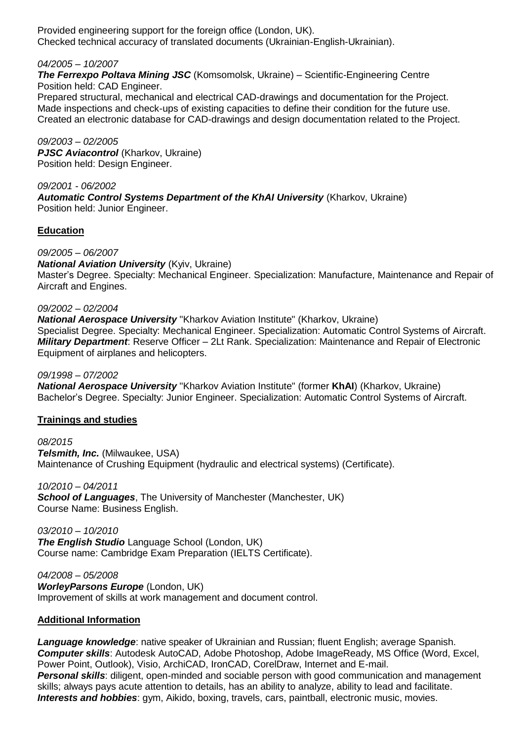Provided engineering support for the foreign office (London, UK).
Checked technical accuracy of translated documents (Ukrainian-English-Ukrainian).

*04/2005 – 10/2007*
***The Ferrexpo Poltava Mining JSC*** (Komsomolsk, Ukraine) – Scientific-Engineering Centre
Position held: CAD Engineer.
Prepared structural, mechanical and electrical CAD-drawings and documentation for the Project.
Made inspections and check-ups of existing capacities to define their condition for the future use.
Created an electronic database for CAD-drawings and design documentation related to the Project.

*09/2003 – 02/2005*
***PJSC Aviacontrol*** (Kharkov, Ukraine)
Position held: Design Engineer.

*09/2001 - 06/2002*
***Automatic Control Systems Department of the KhAI University*** (Kharkov, Ukraine)
Position held: Junior Engineer.

## Education

*09/2005 – 06/2007*
***National Aviation University*** (Kyiv, Ukraine)
Master's Degree. Specialty: Mechanical Engineer. Specialization: Manufacture, Maintenance and Repair of Aircraft and Engines.

*09/2002 – 02/2004*
***National Aerospace University*** "Kharkov Aviation Institute" (Kharkov, Ukraine)
Specialist Degree. Specialty: Mechanical Engineer. Specialization: Automatic Control Systems of Aircraft.
***Military Department***: Reserve Officer – 2Lt Rank. Specialization: Maintenance and Repair of Electronic Equipment of airplanes and helicopters.

*09/1998 – 07/2002*
***National Aerospace University*** "Kharkov Aviation Institute" (former **KhAI**) (Kharkov, Ukraine)
Bachelor's Degree. Specialty: Junior Engineer. Specialization: Automatic Control Systems of Aircraft.

## Trainings and studies

*08/2015*
***Telsmith, Inc.*** (Milwaukee, USA)
Maintenance of Crushing Equipment (hydraulic and electrical systems) (Certificate).

*10/2010 – 04/2011*
***School of Languages***, The University of Manchester (Manchester, UK)
Course Name: Business English.

*03/2010 – 10/2010*
***The English Studio*** Language School (London, UK)
Course name: Cambridge Exam Preparation (IELTS Certificate).

*04/2008 – 05/2008*
***WorleyParsons Europe*** (London, UK)
Improvement of skills at work management and document control.

## Additional Information

***Language knowledge***: native speaker of Ukrainian and Russian; fluent English; average Spanish.
***Computer skills***: Autodesk AutoCAD, Adobe Photoshop, Adobe ImageReady, MS Office (Word, Excel, Power Point, Outlook), Visio, ArchiCAD, IronCAD, CorelDraw, Internet and E-mail.
***Personal skills***: diligent, open-minded and sociable person with good communication and management skills; always pays acute attention to details, has an ability to analyze, ability to lead and facilitate.
***Interests and hobbies***: gym, Aikido, boxing, travels, cars, paintball, electronic music, movies.